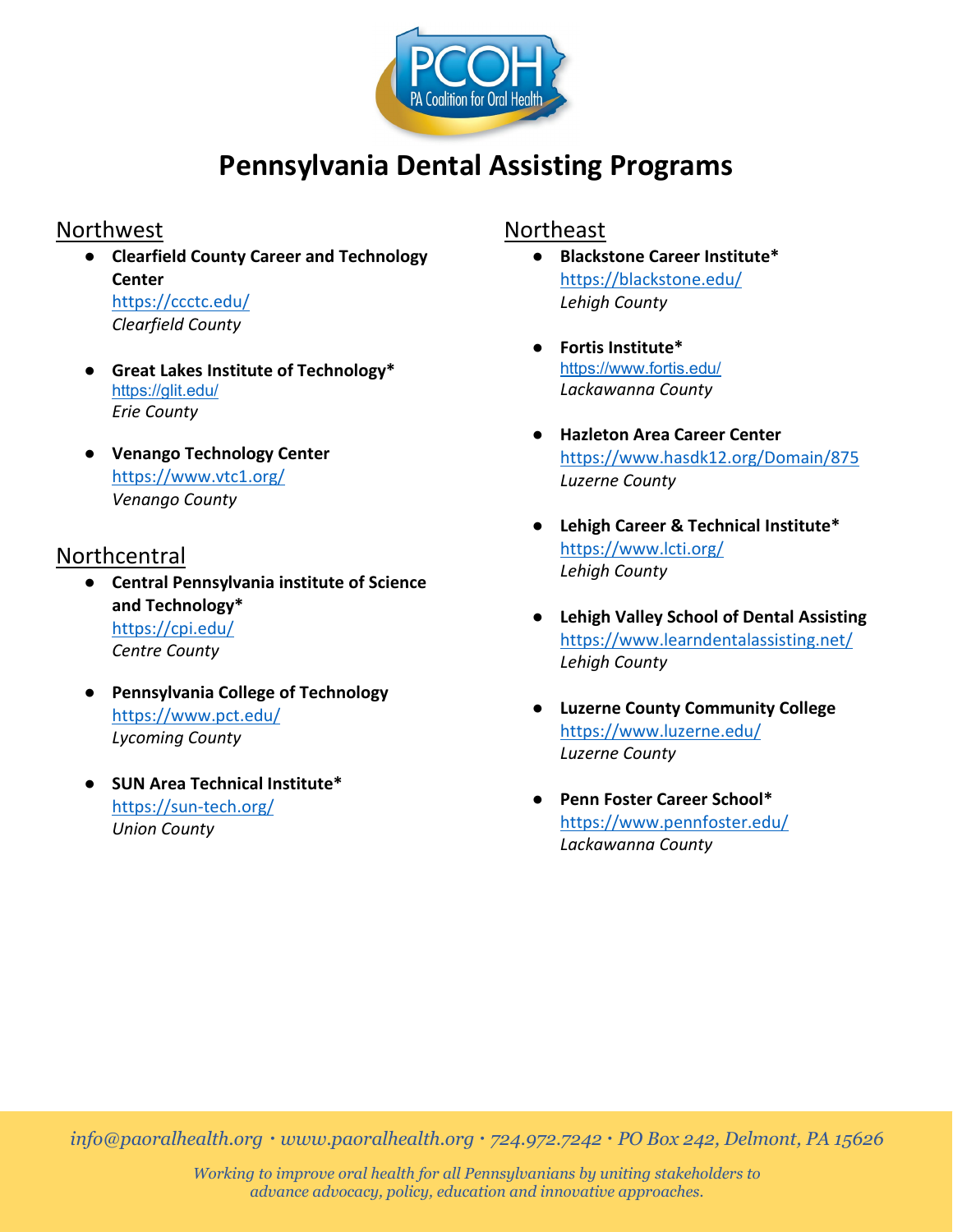# Pennsylvania Dental Assisting Programs

## Northwest

- **Clearfield County Career and Technology Center**
  https://ccctc.edu/
  *Clearfield County*

- **Great Lakes Institute of Technology***
  https://glit.edu/
  *Erie County*

- **Venango Technology Center**
  https://www.vtc1.org/
  *Venango County*

## Northcentral

- **Central Pennsylvania institute of Science and Technology***
  https://cpi.edu/
  *Centre County*

- **Pennsylvania College of Technology**
  https://www.pct.edu/
  *Lycoming County*

- **SUN Area Technical Institute***
  https://sun-tech.org/
  *Union County*

## Northeast

- **Blackstone Career Institute***
  https://blackstone.edu/
  *Lehigh County*

- **Fortis Institute***
  https://www.fortis.edu/
  *Lackawanna County*

- **Hazleton Area Career Center**
  https://www.hasdk12.org/Domain/875
  *Luzerne County*

- **Lehigh Career & Technical Institute***
  https://www.lcti.org/
  *Lehigh County*

- **Lehigh Valley School of Dental Assisting**
  https://www.learndentalassisting.net/
  *Lehigh County*

- **Luzerne County Community College**
  https://www.luzerne.edu/
  *Luzerne County*

- **Penn Foster Career School***
  https://www.pennfoster.edu/
  *Lackawanna County*

*info@paoralhealth.org · www.paoralhealth.org · 724.972.7242 · PO Box 242, Delmont, PA 15626*

*Working to improve oral health for all Pennsylvanians by uniting stakeholders to advance advocacy, policy, education and innovative approaches.*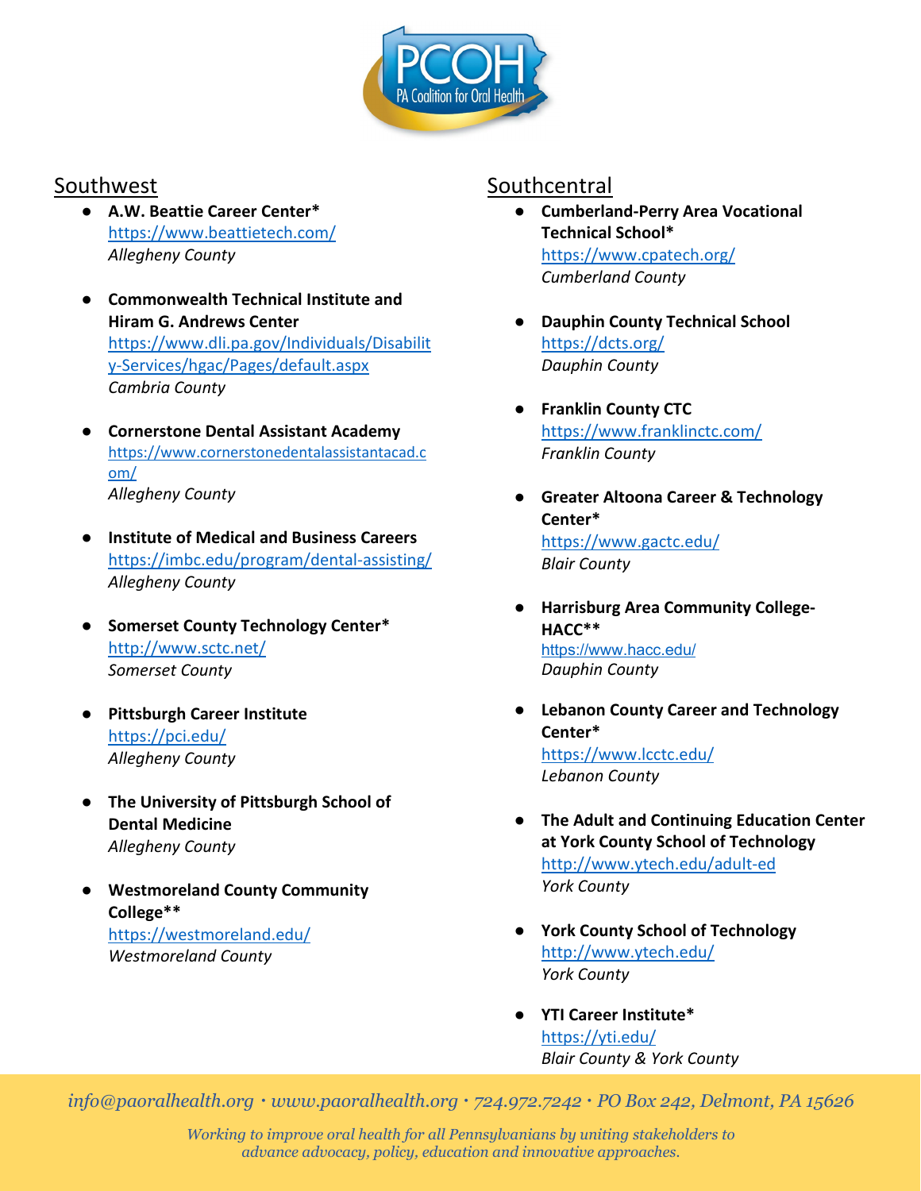## Southwest

- **A.W. Beattie Career Center***
  https://www.beattietech.com/
  *Allegheny County*

- **Commonwealth Technical Institute and Hiram G. Andrews Center**
  https://www.dli.pa.gov/Individuals/Disability-Services/hgac/Pages/default.aspx
  *Cambria County*

- **Cornerstone Dental Assistant Academy**
  https://www.cornerstonedentalassistantacad.com/
  *Allegheny County*

- **Institute of Medical and Business Careers**
  https://imbc.edu/program/dental-assisting/
  *Allegheny County*

- **Somerset County Technology Center***
  http://www.sctc.net/
  *Somerset County*

- **Pittsburgh Career Institute**
  https://pci.edu/
  *Allegheny County*

- **The University of Pittsburgh School of Dental Medicine**
  *Allegheny County*

- **Westmoreland County Community College****
  https://westmoreland.edu/
  *Westmoreland County*

## Southcentral

- **Cumberland-Perry Area Vocational Technical School***
  https://www.cpatech.org/
  *Cumberland County*

- **Dauphin County Technical School**
  https://dcts.org/
  *Dauphin County*

- **Franklin County CTC**
  https://www.franklinctc.com/
  *Franklin County*

- **Greater Altoona Career & Technology Center***
  https://www.gactc.edu/
  *Blair County*

- **Harrisburg Area Community College-HACC****
  https://www.hacc.edu/
  *Dauphin County*

- **Lebanon County Career and Technology Center***
  https://www.lcctc.edu/
  *Lebanon County*

- **The Adult and Continuing Education Center at York County School of Technology**
  http://www.ytech.edu/adult-ed
  *York County*

- **York County School of Technology**
  http://www.ytech.edu/
  *York County*

- **YTI Career Institute***
  https://yti.edu/
  *Blair County & York County*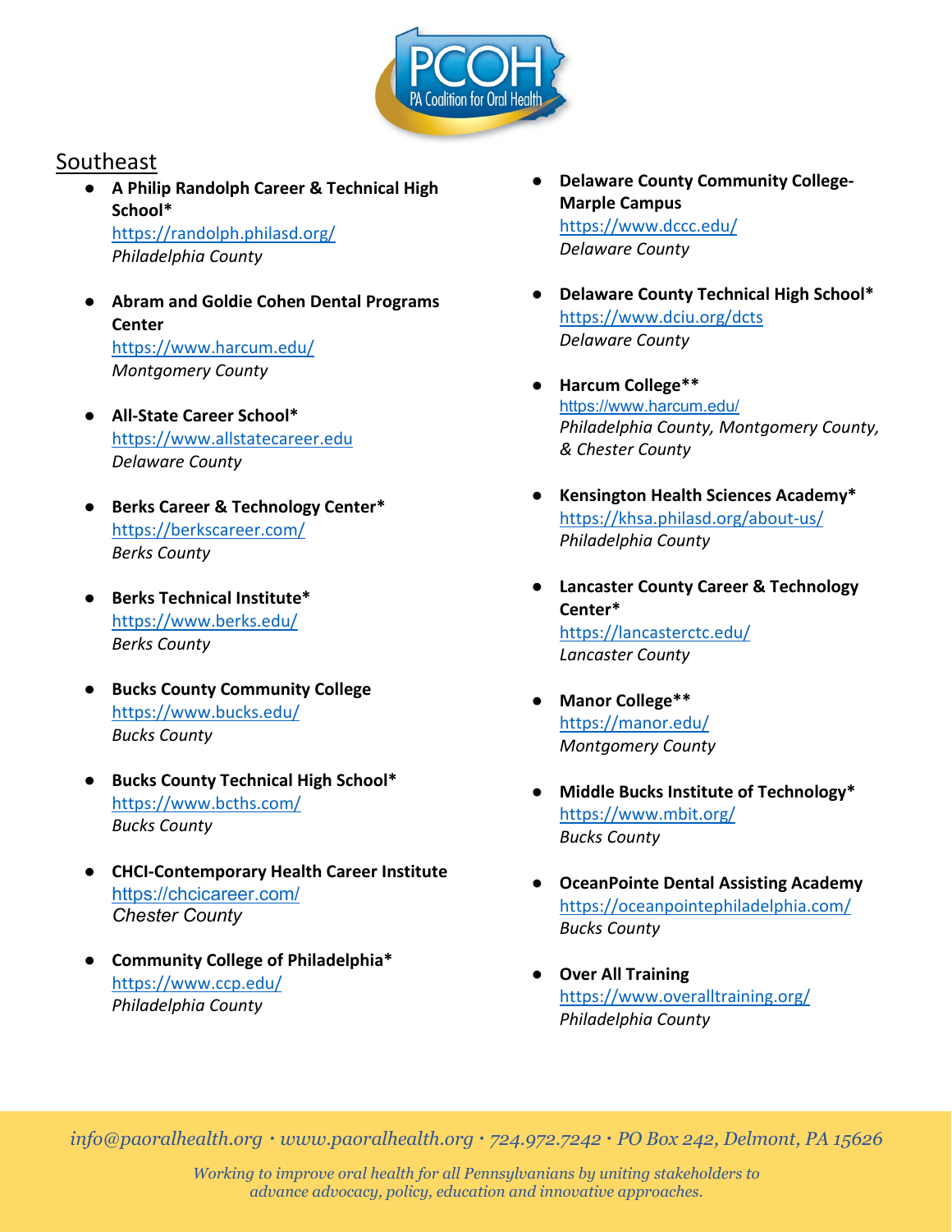## Southeast

- **A Philip Randolph Career & Technical High School***
  https://randolph.philasd.org/
  *Philadelphia County*

- **Abram and Goldie Cohen Dental Programs Center**
  https://www.harcum.edu/
  *Montgomery County*

- **All-State Career School***
  https://www.allstatecareer.edu
  *Delaware County*

- **Berks Career & Technology Center***
  https://berkscareer.com/
  *Berks County*

- **Berks Technical Institute***
  https://www.berks.edu/
  *Berks County*

- **Bucks County Community College**
  https://www.bucks.edu/
  *Bucks County*

- **Bucks County Technical High School***
  https://www.bcths.com/
  *Bucks County*

- **CHCI-Contemporary Health Career Institute**
  https://chcicareer.com/
  *Chester County*

- **Community College of Philadelphia***
  https://www.ccp.edu/
  *Philadelphia County*

- **Delaware County Community College-Marple Campus**
  https://www.dccc.edu/
  *Delaware County*

- **Delaware County Technical High School***
  https://www.dciu.org/dcts
  *Delaware County*

- **Harcum College****
  https://www.harcum.edu/
  *Philadelphia County, Montgomery County, & Chester County*

- **Kensington Health Sciences Academy***
  https://khsa.philasd.org/about-us/
  *Philadelphia County*

- **Lancaster County Career & Technology Center***
  https://lancasterctc.edu/
  *Lancaster County*

- **Manor College****
  https://manor.edu/
  *Montgomery County*

- **Middle Bucks Institute of Technology***
  https://www.mbit.org/
  *Bucks County*

- **OceanPointe Dental Assisting Academy**
  https://oceanpointephiladelphia.com/
  *Bucks County*

- **Over All Training**
  https://www.overalltraining.org/
  *Philadelphia County*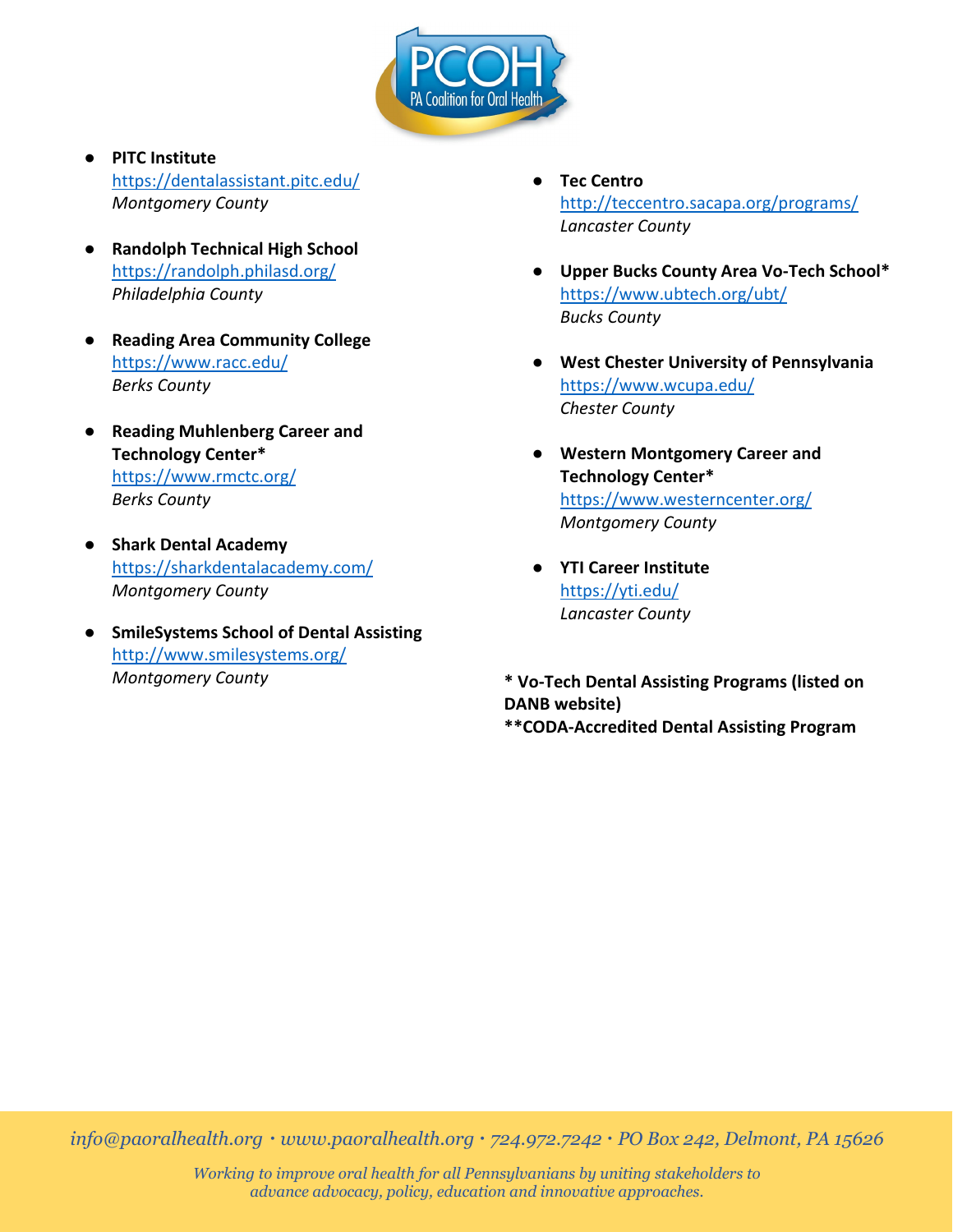- **PITC Institute**
  https://dentalassistant.pitc.edu/
  *Montgomery County*

- **Randolph Technical High School**
  https://randolph.philasd.org/
  *Philadelphia County*

- **Reading Area Community College**
  https://www.racc.edu/
  *Berks County*

- **Reading Muhlenberg Career and Technology Center***
  https://www.rmctc.org/
  *Berks County*

- **Shark Dental Academy**
  https://sharkdentalacademy.com/
  *Montgomery County*

- **SmileSystems School of Dental Assisting**
  http://www.smilesystems.org/
  *Montgomery County*

- **Tec Centro**
  http://teccentro.sacapa.org/programs/
  *Lancaster County*

- **Upper Bucks County Area Vo-Tech School***
  https://www.ubtech.org/ubt/
  *Bucks County*

- **West Chester University of Pennsylvania**
  https://www.wcupa.edu/
  *Chester County*

- **Western Montgomery Career and Technology Center***
  https://www.westerncenter.org/
  *Montgomery County*

- **YTI Career Institute**
  https://yti.edu/
  *Lancaster County*

**\* Vo-Tech Dental Assisting Programs (listed on DANB website)**
**\*\*CODA-Accredited Dental Assisting Program**

*info@paoralhealth.org · www.paoralhealth.org · 724.972.7242 · PO Box 242, Delmont, PA 15626*

*Working to improve oral health for all Pennsylvanians by uniting stakeholders to advance advocacy, policy, education and innovative approaches.*